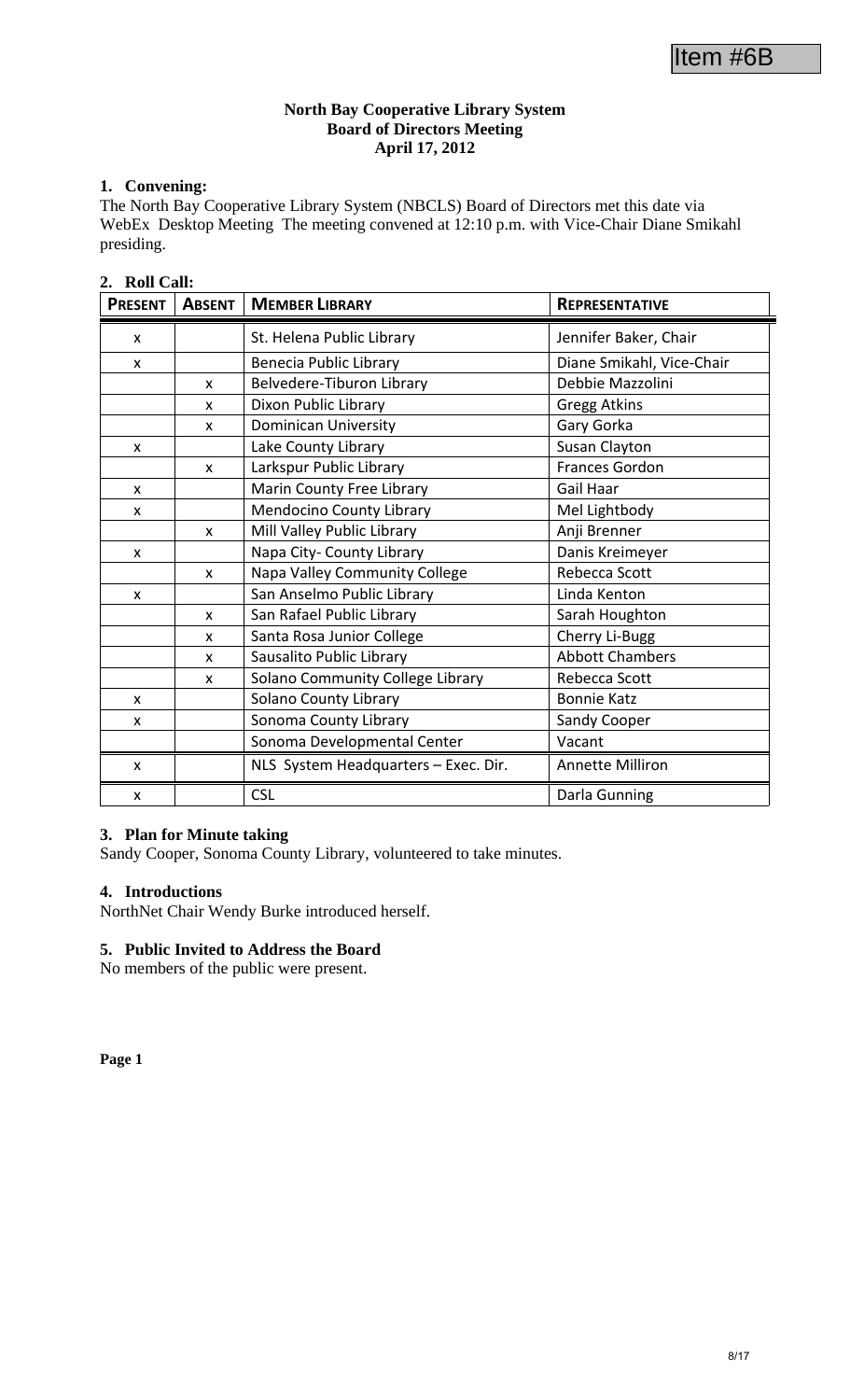Item #6B

**North Bay Cooperative Library System**
**Board of Directors Meeting**
**April 17, 2012**

## 1. Convening:

The North Bay Cooperative Library System (NBCLS) Board of Directors met this date via WebEx Desktop Meeting The meeting convened at 12:10 p.m. with Vice-Chair Diane Smikahl presiding.

## 2. Roll Call:

| PRESENT | ABSENT | MEMBER LIBRARY | REPRESENTATIVE |
|---|---|---|---|
| x | | St. Helena Public Library | Jennifer Baker, Chair |
| x | | Benecia Public Library | Diane Smikahl, Vice-Chair |
| | x | Belvedere-Tiburon Library | Debbie Mazzolini |
| | x | Dixon Public Library | Gregg Atkins |
| | x | Dominican University | Gary Gorka |
| x | | Lake County Library | Susan Clayton |
| | x | Larkspur Public Library | Frances Gordon |
| x | | Marin County Free Library | Gail Haar |
| x | | Mendocino County Library | Mel Lightbody |
| | x | Mill Valley Public Library | Anji Brenner |
| x | | Napa City- County Library | Danis Kreimeyer |
| | x | Napa Valley Community College | Rebecca Scott |
| x | | San Anselmo Public Library | Linda Kenton |
| | x | San Rafael Public Library | Sarah Houghton |
| | x | Santa Rosa Junior College | Cherry Li-Bugg |
| | x | Sausalito Public Library | Abbott Chambers |
| | x | Solano Community College Library | Rebecca Scott |
| x | | Solano County Library | Bonnie Katz |
| x | | Sonoma County Library | Sandy Cooper |
| | | Sonoma Developmental Center | Vacant |
| x | | NLS System Headquarters – Exec. Dir. | Annette Milliron |
| x | | CSL | Darla Gunning |

## 3. Plan for Minute taking

Sandy Cooper, Sonoma County Library, volunteered to take minutes.

## 4. Introductions

NorthNet Chair Wendy Burke introduced herself.

## 5. Public Invited to Address the Board

No members of the public were present.

**Page 1**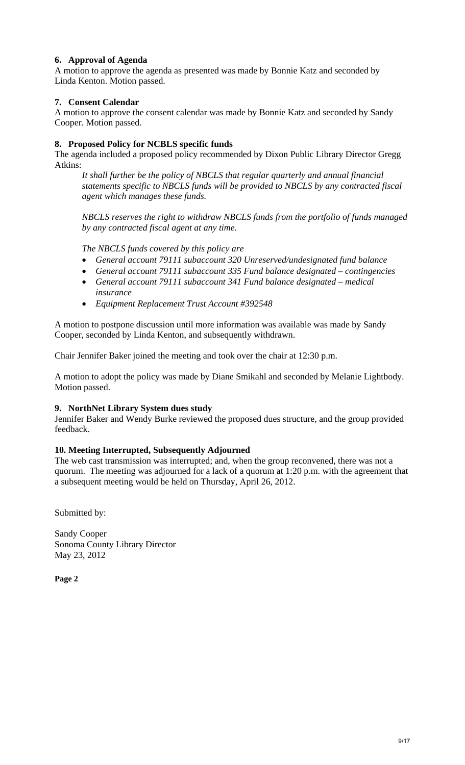**6. Approval of Agenda**

A motion to approve the agenda as presented was made by Bonnie Katz and seconded by Linda Kenton. Motion passed.

**7. Consent Calendar**

A motion to approve the consent calendar was made by Bonnie Katz and seconded by Sandy Cooper. Motion passed.

**8. Proposed Policy for NCBLS specific funds**

The agenda included a proposed policy recommended by Dixon Public Library Director Gregg Atkins:

> *It shall further be the policy of NBCLS that regular quarterly and annual financial statements specific to NBCLS funds will be provided to NBCLS by any contracted fiscal agent which manages these funds.*
>
> *NBCLS reserves the right to withdraw NBCLS funds from the portfolio of funds managed by any contracted fiscal agent at any time.*
>
> *The NBCLS funds covered by this policy are*
>
> - *General account 79111 subaccount 320 Unreserved/undesignated fund balance*
> - *General account 79111 subaccount 335 Fund balance designated – contingencies*
> - *General account 79111 subaccount 341 Fund balance designated – medical insurance*
> - *Equipment Replacement Trust Account #392548*

A motion to postpone discussion until more information was available was made by Sandy Cooper, seconded by Linda Kenton, and subsequently withdrawn.

Chair Jennifer Baker joined the meeting and took over the chair at 12:30 p.m.

A motion to adopt the policy was made by Diane Smikahl and seconded by Melanie Lightbody. Motion passed.

**9. NorthNet Library System dues study**

Jennifer Baker and Wendy Burke reviewed the proposed dues structure, and the group provided feedback.

**10. Meeting Interrupted, Subsequently Adjourned**

The web cast transmission was interrupted; and, when the group reconvened, there was not a quorum. The meeting was adjourned for a lack of a quorum at 1:20 p.m. with the agreement that a subsequent meeting would be held on Thursday, April 26, 2012.

Submitted by:

Sandy Cooper
Sonoma County Library Director
May 23, 2012